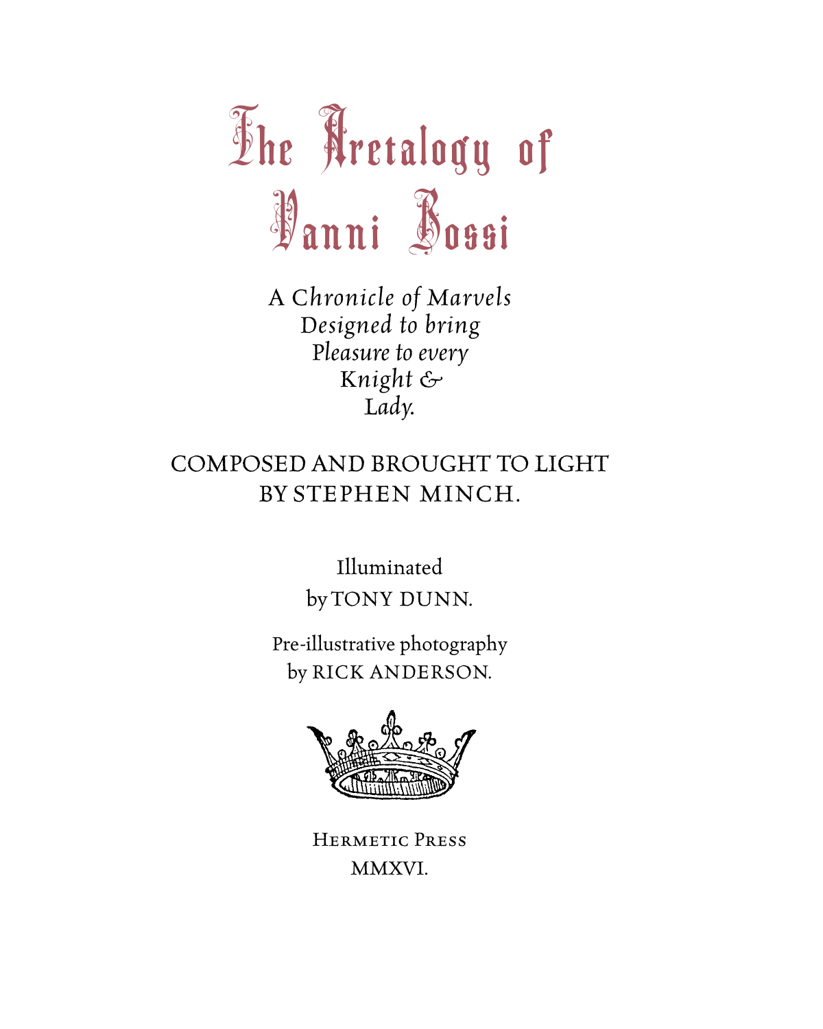# The Aretalogy of Vanni Bossi

*A Chronicle of Marvels Designed to bring Pleasure to every Knight & Lady.*

COMPOSED AND BROUGHT TO LIGHT BY STEPHEN MINCH.

Illuminated by TONY DUNN.

Pre-illustrative photography by RICK ANDERSON.

HERMETIC PRESS

MMXVI.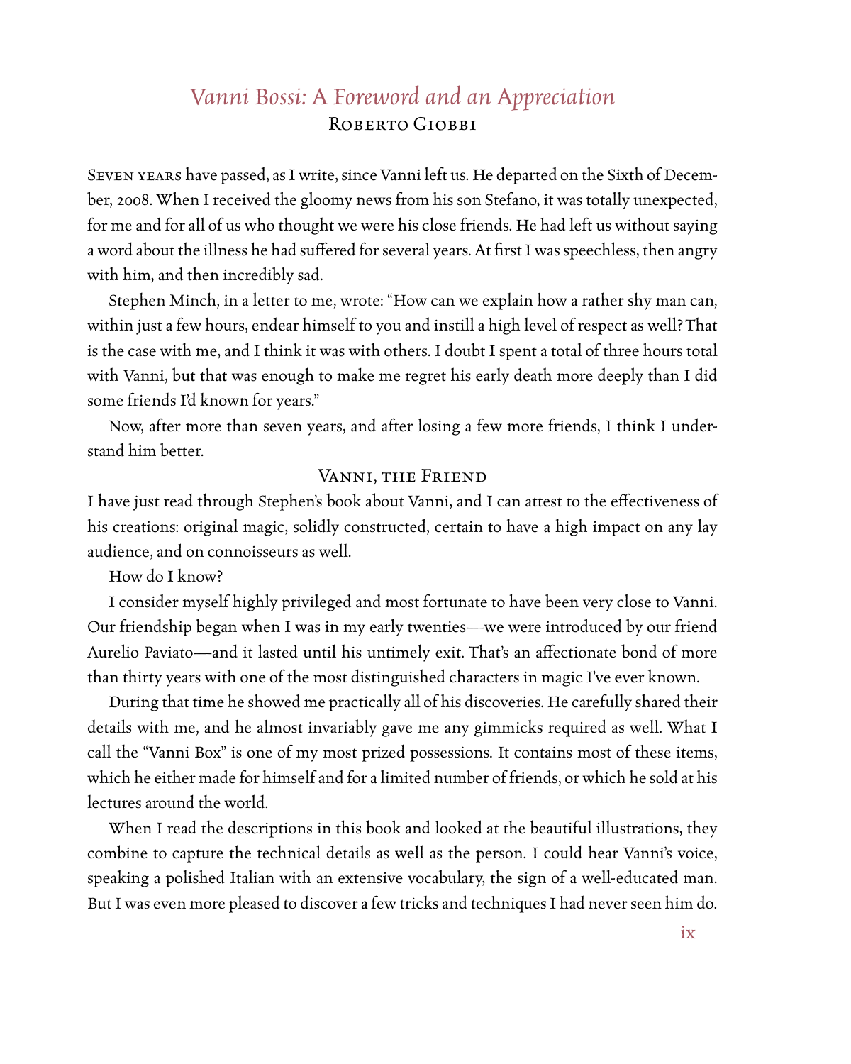# *Vanni Bossi: A Foreword and an Appreciation*

Roberto Giobbi

Seven years have passed, as I write, since Vanni left us. He departed on the Sixth of December, 2008. When I received the gloomy news from his son Stefano, it was totally unexpected, for me and for all of us who thought we were his close friends. He had left us without saying a word about the illness he had suffered for several years. At first I was speechless, then angry with him, and then incredibly sad.

Stephen Minch, in a letter to me, wrote: "How can we explain how a rather shy man can, within just a few hours, endear himself to you and instill a high level of respect as well? That is the case with me, and I think it was with others. I doubt I spent a total of three hours total with Vanni, but that was enough to make me regret his early death more deeply than I did some friends I'd known for years."

Now, after more than seven years, and after losing a few more friends, I think I understand him better.

## Vanni, the Friend

I have just read through Stephen's book about Vanni, and I can attest to the effectiveness of his creations: original magic, solidly constructed, certain to have a high impact on any lay audience, and on connoisseurs as well.

How do I know?

I consider myself highly privileged and most fortunate to have been very close to Vanni. Our friendship began when I was in my early twenties—we were introduced by our friend Aurelio Paviato—and it lasted until his untimely exit. That's an affectionate bond of more than thirty years with one of the most distinguished characters in magic I've ever known.

During that time he showed me practically all of his discoveries. He carefully shared their details with me, and he almost invariably gave me any gimmicks required as well. What I call the "Vanni Box" is one of my most prized possessions. It contains most of these items, which he either made for himself and for a limited number of friends, or which he sold at his lectures around the world.

When I read the descriptions in this book and looked at the beautiful illustrations, they combine to capture the technical details as well as the person. I could hear Vanni's voice, speaking a polished Italian with an extensive vocabulary, the sign of a well-educated man. But I was even more pleased to discover a few tricks and techniques I had never seen him do.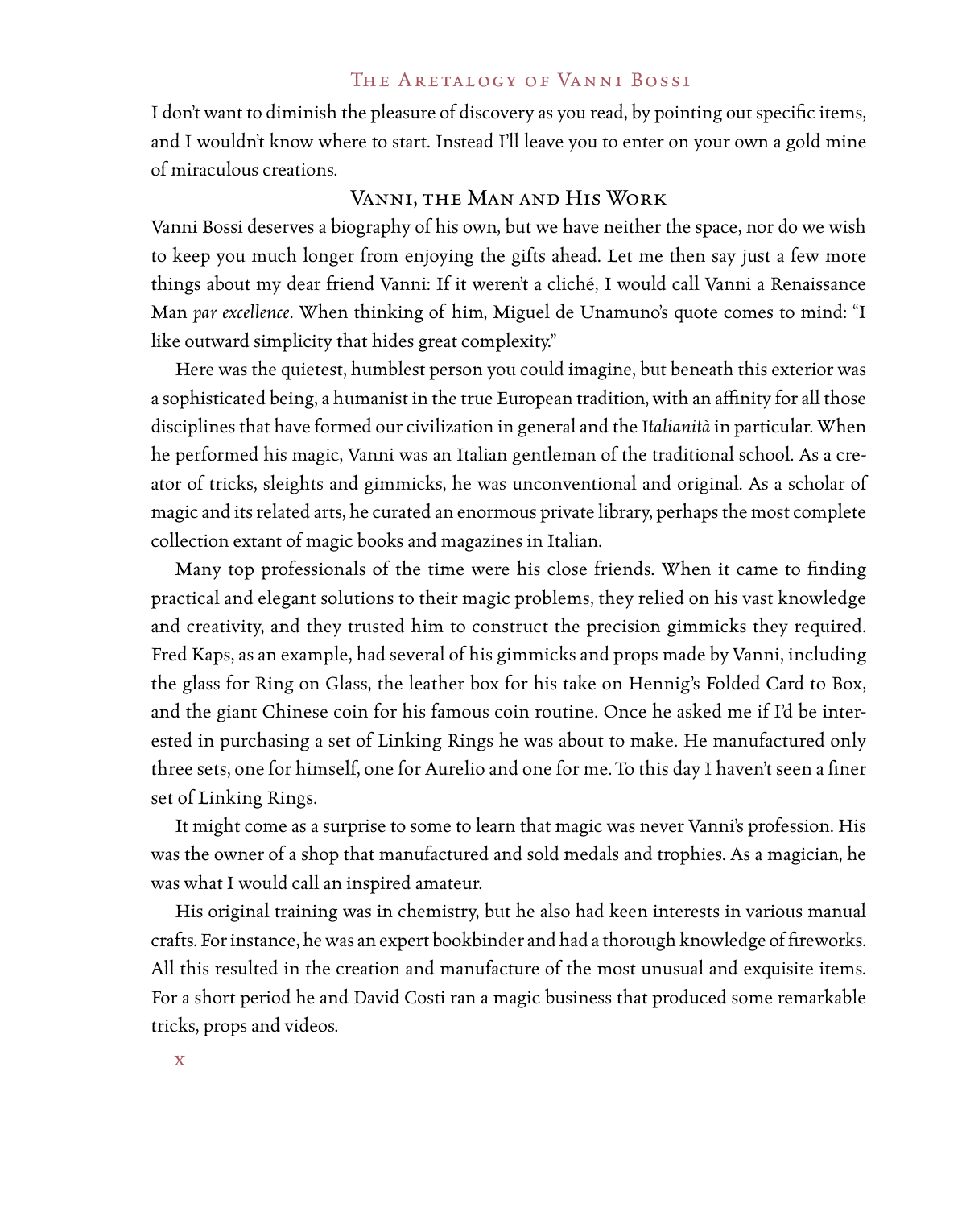I don't want to diminish the pleasure of discovery as you read, by pointing out specific items, and I wouldn't know where to start. Instead I'll leave you to enter on your own a gold mine of miraculous creations.

## Vanni, the Man and His Work

Vanni Bossi deserves a biography of his own, but we have neither the space, nor do we wish to keep you much longer from enjoying the gifts ahead. Let me then say just a few more things about my dear friend Vanni: If it weren't a cliché, I would call Vanni a Renaissance Man *par excellence*. When thinking of him, Miguel de Unamuno's quote comes to mind: "I like outward simplicity that hides great complexity."

Here was the quietest, humblest person you could imagine, but beneath this exterior was a sophisticated being, a humanist in the true European tradition, with an affinity for all those disciplines that have formed our civilization in general and the *Italianità* in particular. When he performed his magic, Vanni was an Italian gentleman of the traditional school. As a creator of tricks, sleights and gimmicks, he was unconventional and original. As a scholar of magic and its related arts, he curated an enormous private library, perhaps the most complete collection extant of magic books and magazines in Italian.

Many top professionals of the time were his close friends. When it came to finding practical and elegant solutions to their magic problems, they relied on his vast knowledge and creativity, and they trusted him to construct the precision gimmicks they required. Fred Kaps, as an example, had several of his gimmicks and props made by Vanni, including the glass for Ring on Glass, the leather box for his take on Hennig's Folded Card to Box, and the giant Chinese coin for his famous coin routine. Once he asked me if I'd be interested in purchasing a set of Linking Rings he was about to make. He manufactured only three sets, one for himself, one for Aurelio and one for me. To this day I haven't seen a finer set of Linking Rings.

It might come as a surprise to some to learn that magic was never Vanni's profession. His was the owner of a shop that manufactured and sold medals and trophies. As a magician, he was what I would call an inspired amateur.

His original training was in chemistry, but he also had keen interests in various manual crafts. For instance, he was an expert bookbinder and had a thorough knowledge of fireworks. All this resulted in the creation and manufacture of the most unusual and exquisite items. For a short period he and David Costi ran a magic business that produced some remarkable tricks, props and videos.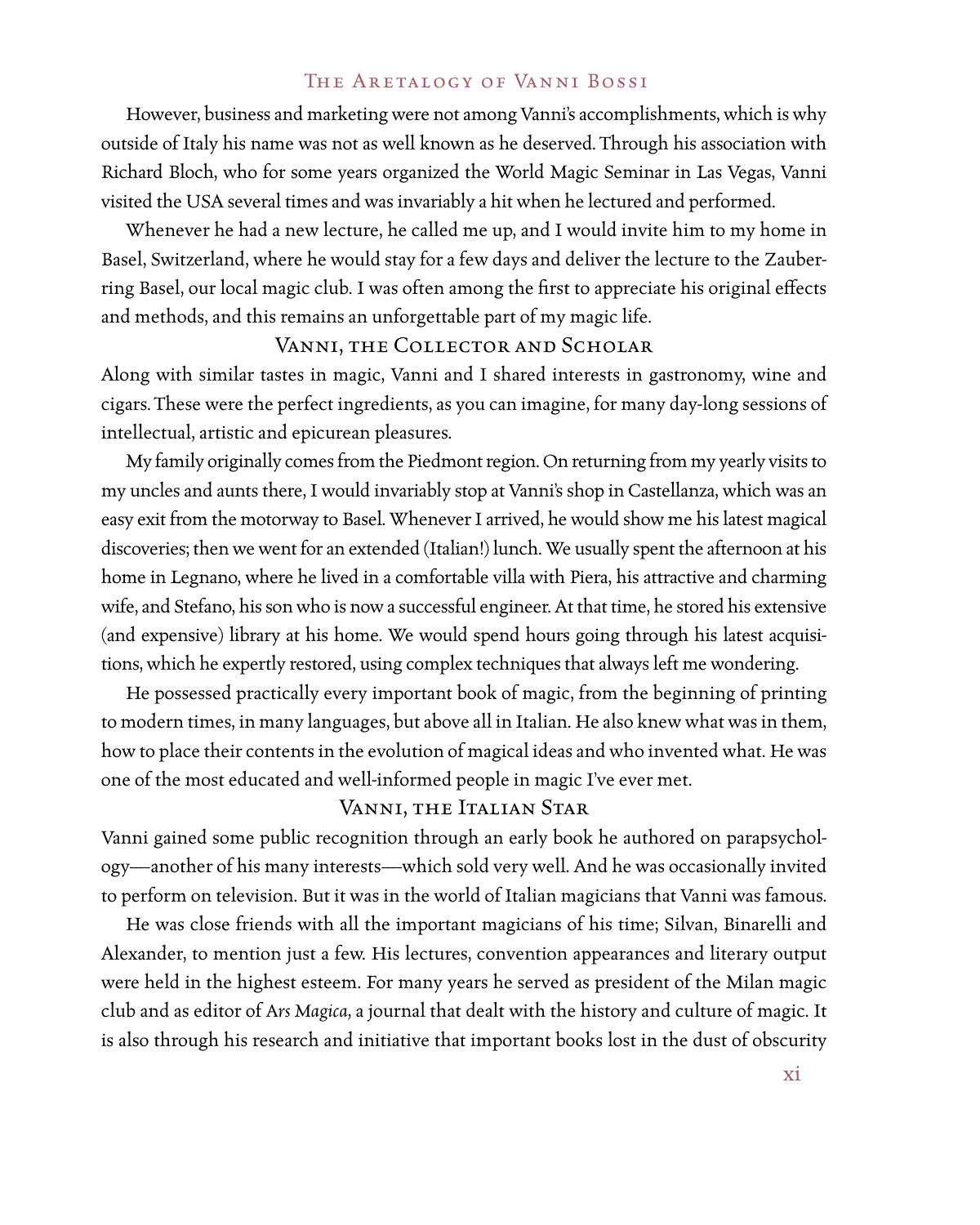However, business and marketing were not among Vanni's accomplishments, which is why outside of Italy his name was not as well known as he deserved. Through his association with Richard Bloch, who for some years organized the World Magic Seminar in Las Vegas, Vanni visited the USA several times and was invariably a hit when he lectured and performed.

Whenever he had a new lecture, he called me up, and I would invite him to my home in Basel, Switzerland, where he would stay for a few days and deliver the lecture to the Zauberring Basel, our local magic club. I was often among the first to appreciate his original effects and methods, and this remains an unforgettable part of my magic life.

## Vanni, the Collector and Scholar

Along with similar tastes in magic, Vanni and I shared interests in gastronomy, wine and cigars. These were the perfect ingredients, as you can imagine, for many day-long sessions of intellectual, artistic and epicurean pleasures.

My family originally comes from the Piedmont region. On returning from my yearly visits to my uncles and aunts there, I would invariably stop at Vanni's shop in Castellanza, which was an easy exit from the motorway to Basel. Whenever I arrived, he would show me his latest magical discoveries; then we went for an extended (Italian!) lunch. We usually spent the afternoon at his home in Legnano, where he lived in a comfortable villa with Piera, his attractive and charming wife, and Stefano, his son who is now a successful engineer. At that time, he stored his extensive (and expensive) library at his home. We would spend hours going through his latest acquisitions, which he expertly restored, using complex techniques that always left me wondering.

He possessed practically every important book of magic, from the beginning of printing to modern times, in many languages, but above all in Italian. He also knew what was in them, how to place their contents in the evolution of magical ideas and who invented what. He was one of the most educated and well-informed people in magic I've ever met.

## Vanni, the Italian Star

Vanni gained some public recognition through an early book he authored on parapsychology—another of his many interests—which sold very well. And he was occasionally invited to perform on television. But it was in the world of Italian magicians that Vanni was famous.

He was close friends with all the important magicians of his time; Silvan, Binarelli and Alexander, to mention just a few. His lectures, convention appearances and literary output were held in the highest esteem. For many years he served as president of the Milan magic club and as editor of *Ars Magica*, a journal that dealt with the history and culture of magic. It is also through his research and initiative that important books lost in the dust of obscurity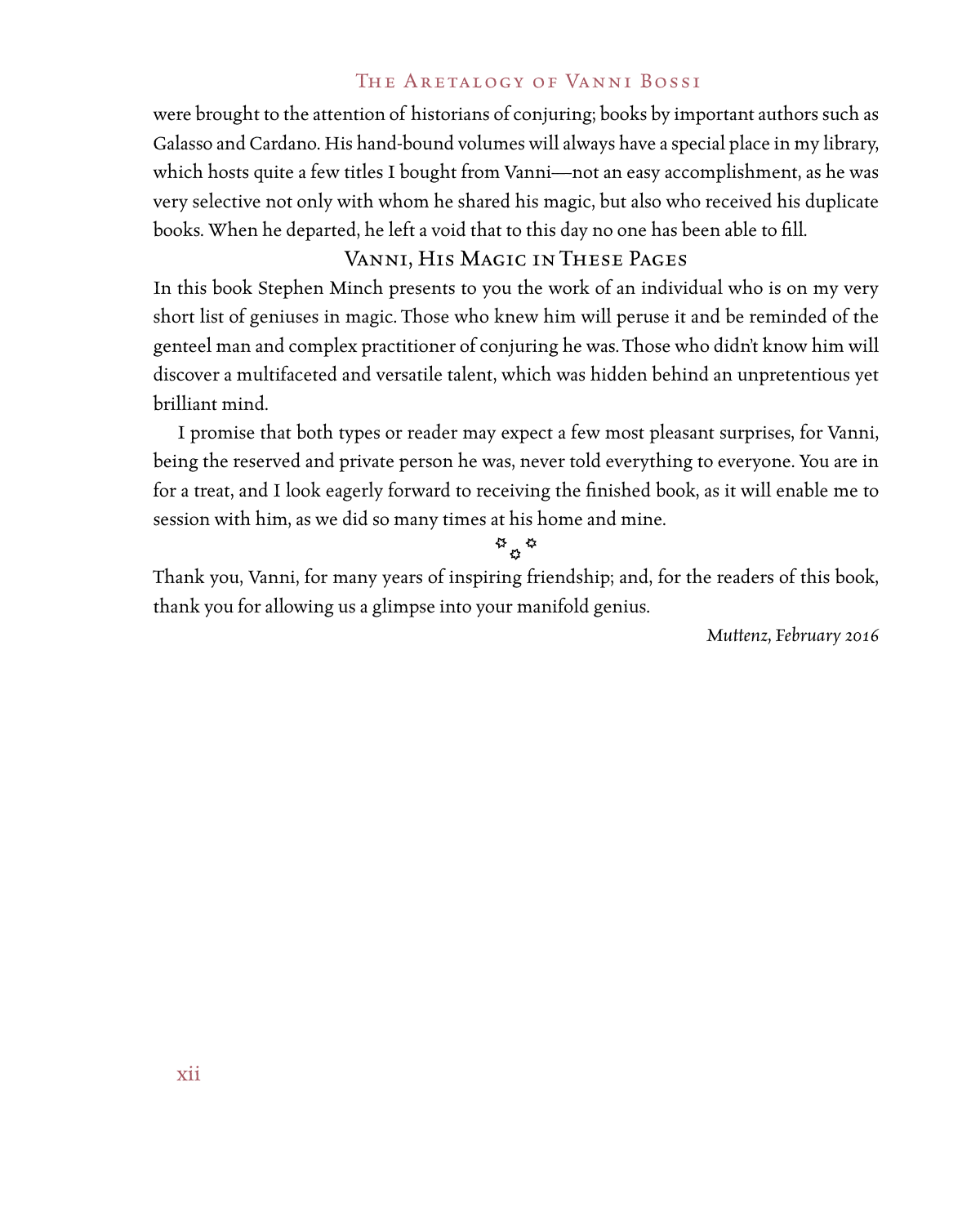were brought to the attention of historians of conjuring; books by important authors such as Galasso and Cardano. His hand-bound volumes will always have a special place in my library, which hosts quite a few titles I bought from Vanni—not an easy accomplishment, as he was very selective not only with whom he shared his magic, but also who received his duplicate books. When he departed, he left a void that to this day no one has been able to fill.

## Vanni, His Magic in These Pages

In this book Stephen Minch presents to you the work of an individual who is on my very short list of geniuses in magic. Those who knew him will peruse it and be reminded of the genteel man and complex practitioner of conjuring he was. Those who didn't know him will discover a multifaceted and versatile talent, which was hidden behind an unpretentious yet brilliant mind.

I promise that both types or reader may expect a few most pleasant surprises, for Vanni, being the reserved and private person he was, never told everything to everyone. You are in for a treat, and I look eagerly forward to receiving the finished book, as it will enable me to session with him, as we did so many times at his home and mine.

✲ ✲ ✲

Thank you, Vanni, for many years of inspiring friendship; and, for the readers of this book, thank you for allowing us a glimpse into your manifold genius.

*Muttenz, February 2016*